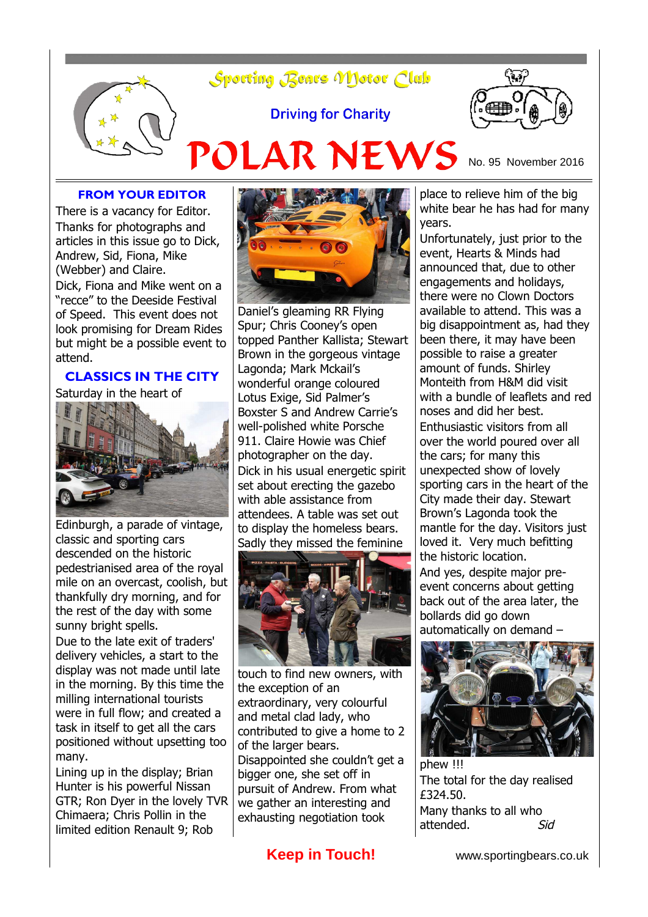# Sporting Bears Motor Club

Driving for Charity

# POLAR NEWS

No. 95 November 2016

## FROM YOUR EDITOR

There is a vacancy for Editor.

Thanks for photographs and articles in this issue go to Dick, Andrew, Sid, Fiona, Mike (Webber) and Claire.

Dick, Fiona and Mike went on a "recce" to the Deeside Festival of Speed. This event does not look promising for Dream Rides but might be a possible event to attend.

## CLASSICS IN THE CITY

Saturday in the heart of Edinburgh, a parade of vintage, classic and sporting cars descended on the historic pedestrianised area of the royal mile on an overcast, coolish, but thankfully dry morning, and for the rest of the day with some sunny bright spells.

Due to the late exit of traders' delivery vehicles, a start to the display was not made until late in the morning. By this time the milling international tourists were in full flow; and created a task in itself to get all the cars positioned without upsetting too many.

Lining up in the display; Brian Hunter is his powerful Nissan GTR; Ron Dyer in the lovely TVR Chimaera; Chris Pollin in the limited edition Renault 9; Rob Daniel's gleaming RR Flying Spur; Chris Cooney's open topped Panther Kallista; Stewart Brown in the gorgeous vintage Lagonda; Mark Mckail's wonderful orange coloured Lotus Exige, Sid Palmer's Boxster S and Andrew Carrie's well-polished white Porsche 911. Claire Howie was Chief photographer on the day.

Dick in his usual energetic spirit set about erecting the gazebo with able assistance from attendees. A table was set out to display the homeless bears. Sadly they missed the feminine touch to find new owners, with the exception of an extraordinary, very colourful and metal clad lady, who contributed to give a home to 2 of the larger bears. Disappointed she couldn't get a bigger one, she set off in pursuit of Andrew. From what we gather an interesting and exhausting negotiation took place to relieve him of the big white bear he has had for many years.

Unfortunately, just prior to the event, Hearts & Minds had announced that, due to other engagements and holidays, there were no Clown Doctors available to attend. This was a big disappointment as, had they been there, it may have been possible to raise a greater amount of funds. Shirley Monteith from H&M did visit with a bundle of leaflets and red noses and did her best.

Enthusiastic visitors from all over the world poured over all the cars; for many this unexpected show of lovely sporting cars in the heart of the City made their day. Stewart Brown's Lagonda took the mantle for the day. Visitors just loved it. Very much befitting the historic location.

And yes, despite major pre-event concerns about getting back out of the area later, the bollards did go down automatically on demand – phew !!!

The total for the day realised £324.50.

Many thanks to all who attended. *Sid*

**Keep in Touch!**

www.sportingbears.co.uk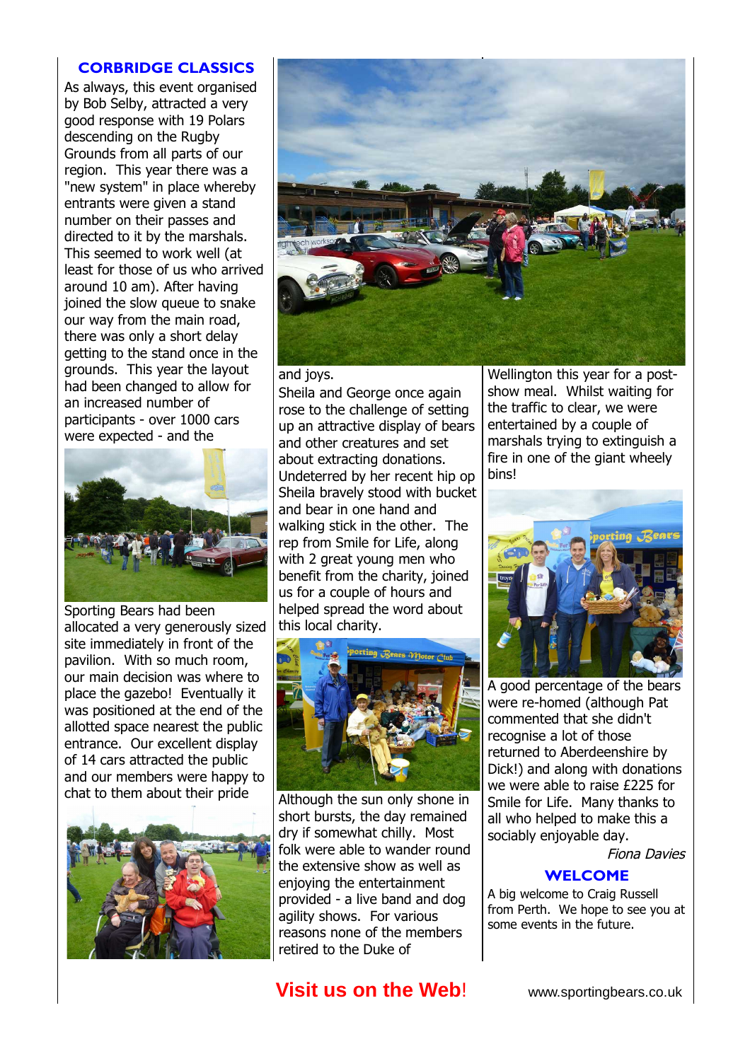## CORBRIDGE CLASSICS

As always, this event organised by Bob Selby, attracted a very good response with 19 Polars descending on the Rugby Grounds from all parts of our region. This year there was a "new system" in place whereby entrants were given a stand number on their passes and directed to it by the marshals. This seemed to work well (at least for those of us who arrived around 10 am). After having joined the slow queue to snake our way from the main road, there was only a short delay getting to the stand once in the grounds. This year the layout had been changed to allow for an increased number of participants - over 1000 cars were expected - and the Sporting Bears had been allocated a very generously sized site immediately in front of the pavilion. With so much room, our main decision was where to place the gazebo! Eventually it was positioned at the end of the allotted space nearest the public entrance. Our excellent display of 14 cars attracted the public and our members were happy to chat to them about their pride and joys.

Sheila and George once again rose to the challenge of setting up an attractive display of bears and other creatures and set about extracting donations. Undeterred by her recent hip op Sheila bravely stood with bucket and bear in one hand and walking stick in the other. The rep from Smile for Life, along with 2 great young men who benefit from the charity, joined us for a couple of hours and helped spread the word about this local charity.

Although the sun only shone in short bursts, the day remained dry if somewhat chilly. Most folk were able to wander round the extensive show as well as enjoying the entertainment provided - a live band and dog agility shows. For various reasons none of the members retired to the Duke of Wellington this year for a post-show meal. Whilst waiting for the traffic to clear, we were entertained by a couple of marshals trying to extinguish a fire in one of the giant wheely bins!

A good percentage of the bears were re-homed (although Pat commented that she didn't recognise a lot of those returned to Aberdeenshire by Dick!) and along with donations we were able to raise £225 for Smile for Life. Many thanks to all who helped to make this a sociably enjoyable day.

*Fiona Davies*

## WELCOME

A big welcome to Craig Russell from Perth. We hope to see you at some events in the future.

**Visit us on the Web!** www.sportingbears.co.uk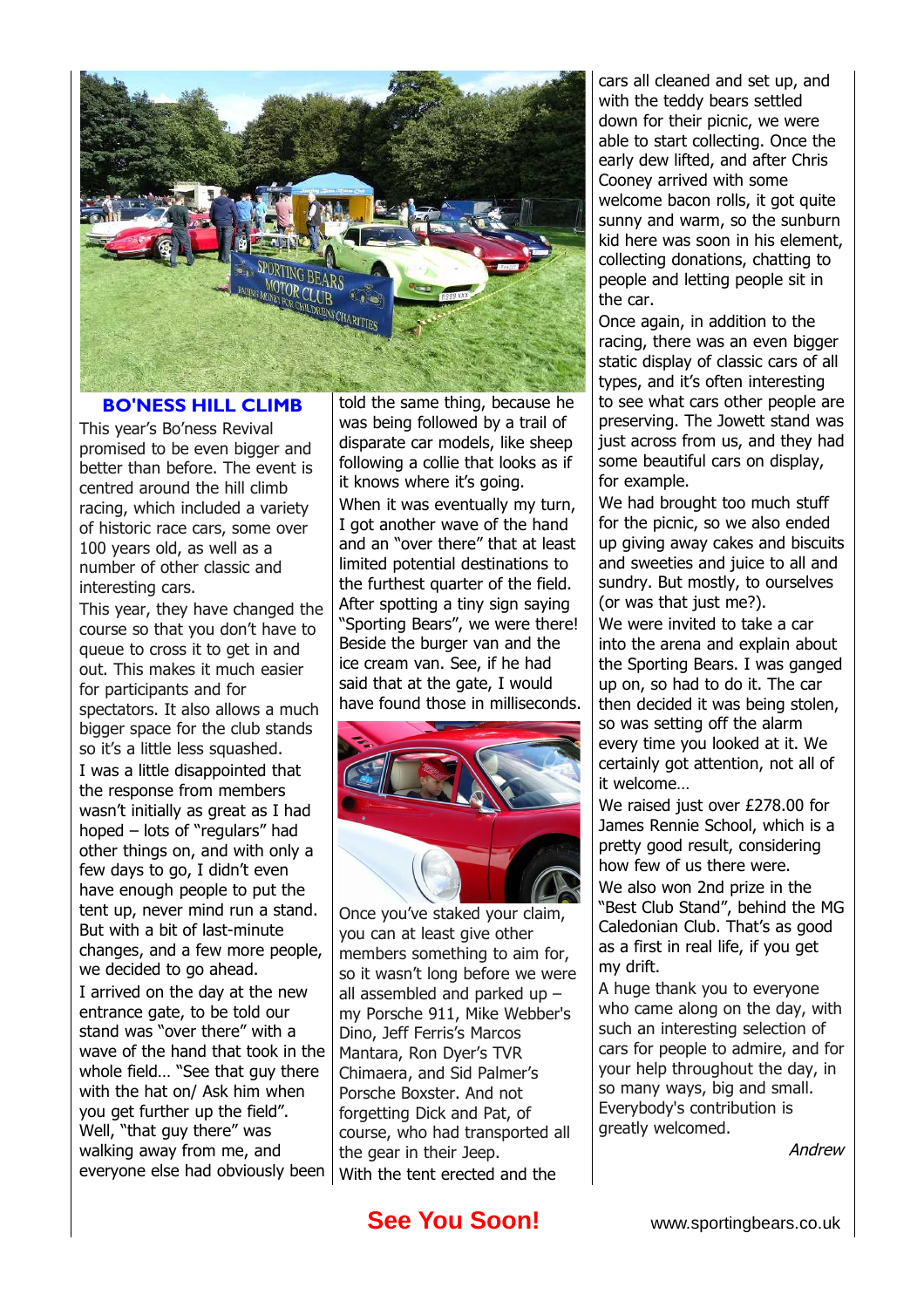## BO'NESS HILL CLIMB

This year's Bo'ness Revival promised to be even bigger and better than before. The event is centred around the hill climb racing, which included a variety of historic race cars, some over 100 years old, as well as a number of other classic and interesting cars.

This year, they have changed the course so that you don't have to queue to cross it to get in and out. This makes it much easier for participants and for spectators. It also allows a much bigger space for the club stands so it's a little less squashed.

I was a little disappointed that the response from members wasn't initially as great as I had hoped – lots of "regulars" had other things on, and with only a few days to go, I didn't even have enough people to put the tent up, never mind run a stand. But with a bit of last-minute changes, and a few more people, we decided to go ahead.

I arrived on the day at the new entrance gate, to be told our stand was "over there" with a wave of the hand that took in the whole field… "See that guy there with the hat on/ Ask him when you get further up the field". Well, "that guy there" was walking away from me, and everyone else had obviously been told the same thing, because he was being followed by a trail of disparate car models, like sheep following a collie that looks as if it knows where it's going.

When it was eventually my turn, I got another wave of the hand and an "over there" that at least limited potential destinations to the furthest quarter of the field. After spotting a tiny sign saying "Sporting Bears", we were there! Beside the burger van and the ice cream van. See, if he had said that at the gate, I would have found those in milliseconds.

Once you've staked your claim, you can at least give other members something to aim for, so it wasn't long before we were all assembled and parked up – my Porsche 911, Mike Webber's Dino, Jeff Ferris's Marcos Mantara, Ron Dyer's TVR Chimaera, and Sid Palmer's Porsche Boxster. And not forgetting Dick and Pat, of course, who had transported all the gear in their Jeep.

With the tent erected and the cars all cleaned and set up, and with the teddy bears settled down for their picnic, we were able to start collecting. Once the early dew lifted, and after Chris Cooney arrived with some welcome bacon rolls, it got quite sunny and warm, so the sunburn kid here was soon in his element, collecting donations, chatting to people and letting people sit in the car.

Once again, in addition to the racing, there was an even bigger static display of classic cars of all types, and it's often interesting to see what cars other people are preserving. The Jowett stand was just across from us, and they had some beautiful cars on display, for example.

We had brought too much stuff for the picnic, so we also ended up giving away cakes and biscuits and sweeties and juice to all and sundry. But mostly, to ourselves (or was that just me?).

We were invited to take a car into the arena and explain about the Sporting Bears. I was ganged up on, so had to do it. The car then decided it was being stolen, so was setting off the alarm every time you looked at it. We certainly got attention, not all of it welcome…

We raised just over £278.00 for James Rennie School, which is a pretty good result, considering how few of us there were.

We also won 2nd prize in the "Best Club Stand", behind the MG Caledonian Club. That's as good as a first in real life, if you get my drift.

A huge thank you to everyone who came along on the day, with such an interesting selection of cars for people to admire, and for your help throughout the day, in so many ways, big and small. Everybody's contribution is greatly welcomed.

*Andrew*

**See You Soon!**

www.sportingbears.co.uk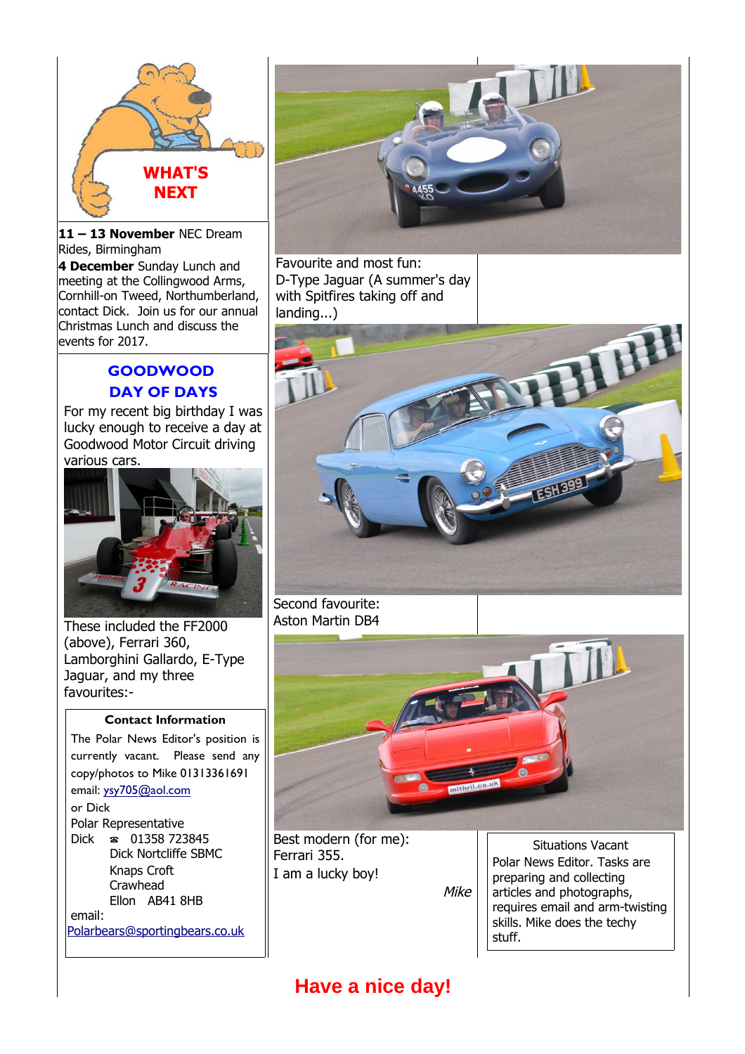## WHAT'S NEXT

**11 – 13 November** NEC Dream Rides, Birmingham

**4 December** Sunday Lunch and meeting at the Collingwood Arms, Cornhill-on Tweed, Northumberland, contact Dick. Join us for our annual Christmas Lunch and discuss the events for 2017.

## GOODWOOD DAY OF DAYS

For my recent big birthday I was lucky enough to receive a day at Goodwood Motor Circuit driving various cars.

These included the FF2000 (above), Ferrari 360, Lamborghini Gallardo, E-Type Jaguar, and my three favourites:-

Favourite and most fun:
D-Type Jaguar (A summer's day with Spitfires taking off and landing...)

Second favourite:
Aston Martin DB4

Best modern (for me):
Ferrari 355.

I am a lucky boy!

*Mike*

### Contact Information

The Polar News Editor's position is currently vacant. Please send any copy/photos to Mike 01313361691
email: ysy705@aol.com
or Dick
Polar Representative
Dick ☎ 01358 723845
Dick Nortcliffe SBMC
Knaps Croft
Crawhead
Ellon AB41 8HB
email:
Polarbears@sportingbears.co.uk

### Situations Vacant

Polar News Editor. Tasks are preparing and collecting articles and photographs, requires email and arm-twisting skills. Mike does the techy stuff.

**Have a nice day!**